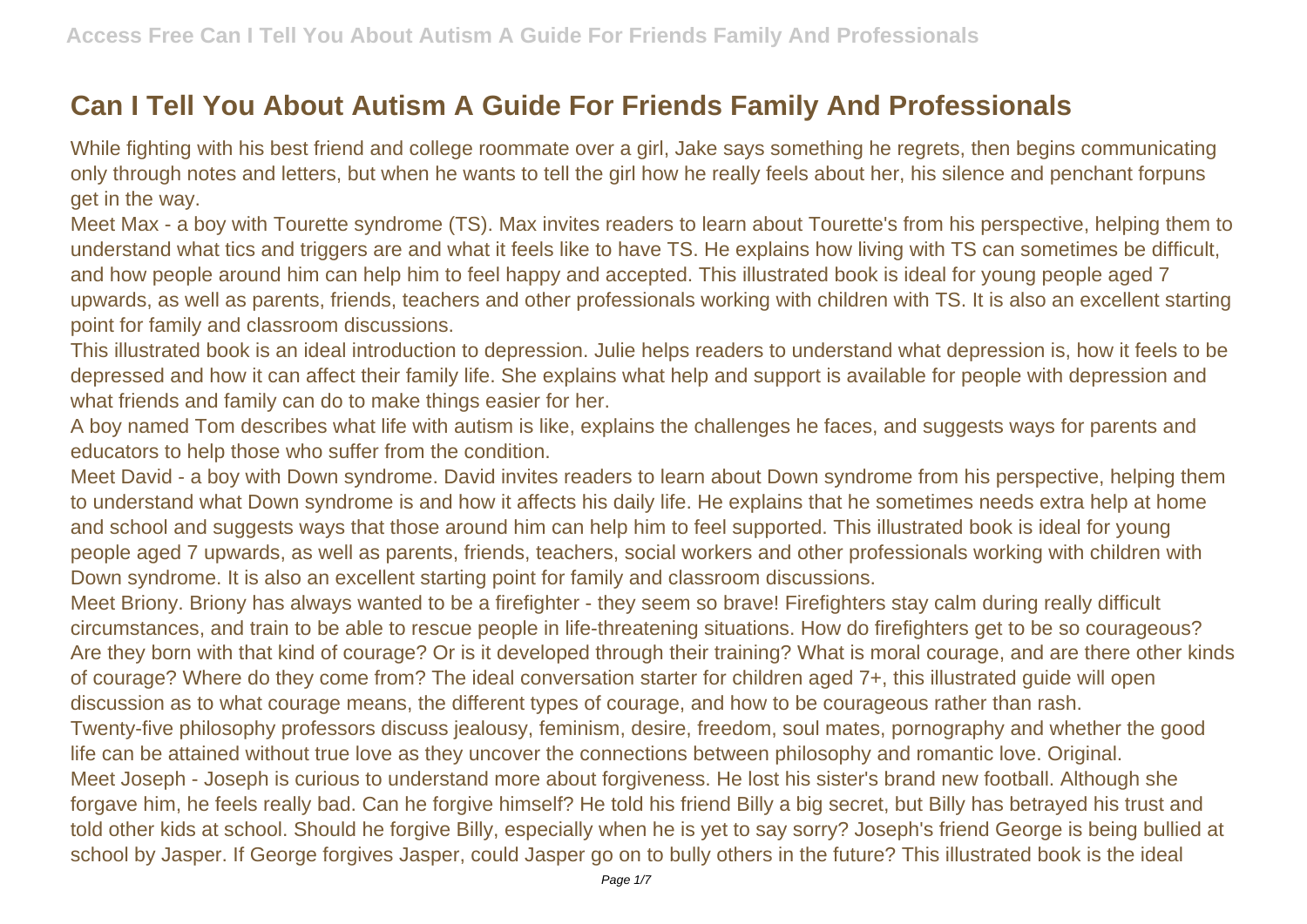# Can I Tell You About Autism A Guide For Friends Family And Professionals

While fighting with his best friend and college roommate over a girl, Jake says something he regrets, then begins communicating only through notes and letters, but when he wants to tell the girl how he really feels about her, his silence and penchant forpuns get in the way.

Meet Max - a boy with Tourette syndrome (TS). Max invites readers to learn about Tourette's from his perspective, helping them to understand what tics and triggers are and what it feels like to have TS. He explains how living with TS can sometimes be difficult, and how people around him can help him to feel happy and accepted. This illustrated book is ideal for young people aged 7 upwards, as well as parents, friends, teachers and other professionals working with children with TS. It is also an excellent starting point for family and classroom discussions.

This illustrated book is an ideal introduction to depression. Julie helps readers to understand what depression is, how it feels to be depressed and how it can affect their family life. She explains what help and support is available for people with depression and what friends and family can do to make things easier for her.

A boy named Tom describes what life with autism is like, explains the challenges he faces, and suggests ways for parents and educators to help those who suffer from the condition.

Meet David - a boy with Down syndrome. David invites readers to learn about Down syndrome from his perspective, helping them to understand what Down syndrome is and how it affects his daily life. He explains that he sometimes needs extra help at home and school and suggests ways that those around him can help him to feel supported. This illustrated book is ideal for young people aged 7 upwards, as well as parents, friends, teachers, social workers and other professionals working with children with Down syndrome. It is also an excellent starting point for family and classroom discussions.

Meet Briony. Briony has always wanted to be a firefighter - they seem so brave! Firefighters stay calm during really difficult circumstances, and train to be able to rescue people in life-threatening situations. How do firefighters get to be so courageous? Are they born with that kind of courage? Or is it developed through their training? What is moral courage, and are there other kinds of courage? Where do they come from? The ideal conversation starter for children aged 7+, this illustrated guide will open discussion as to what courage means, the different types of courage, and how to be courageous rather than rash.

Twenty-five philosophy professors discuss jealousy, feminism, desire, freedom, soul mates, pornography and whether the good life can be attained without true love as they uncover the connections between philosophy and romantic love. Original.

Meet Joseph - Joseph is curious to understand more about forgiveness. He lost his sister's brand new football. Although she forgave him, he feels really bad. Can he forgive himself? He told his friend Billy a big secret, but Billy has betrayed his trust and told other kids at school. Should he forgive Billy, especially when he is yet to say sorry? Joseph's friend George is being bullied at school by Jasper. If George forgives Jasper, could Jasper go on to bully others in the future? This illustrated book is the ideal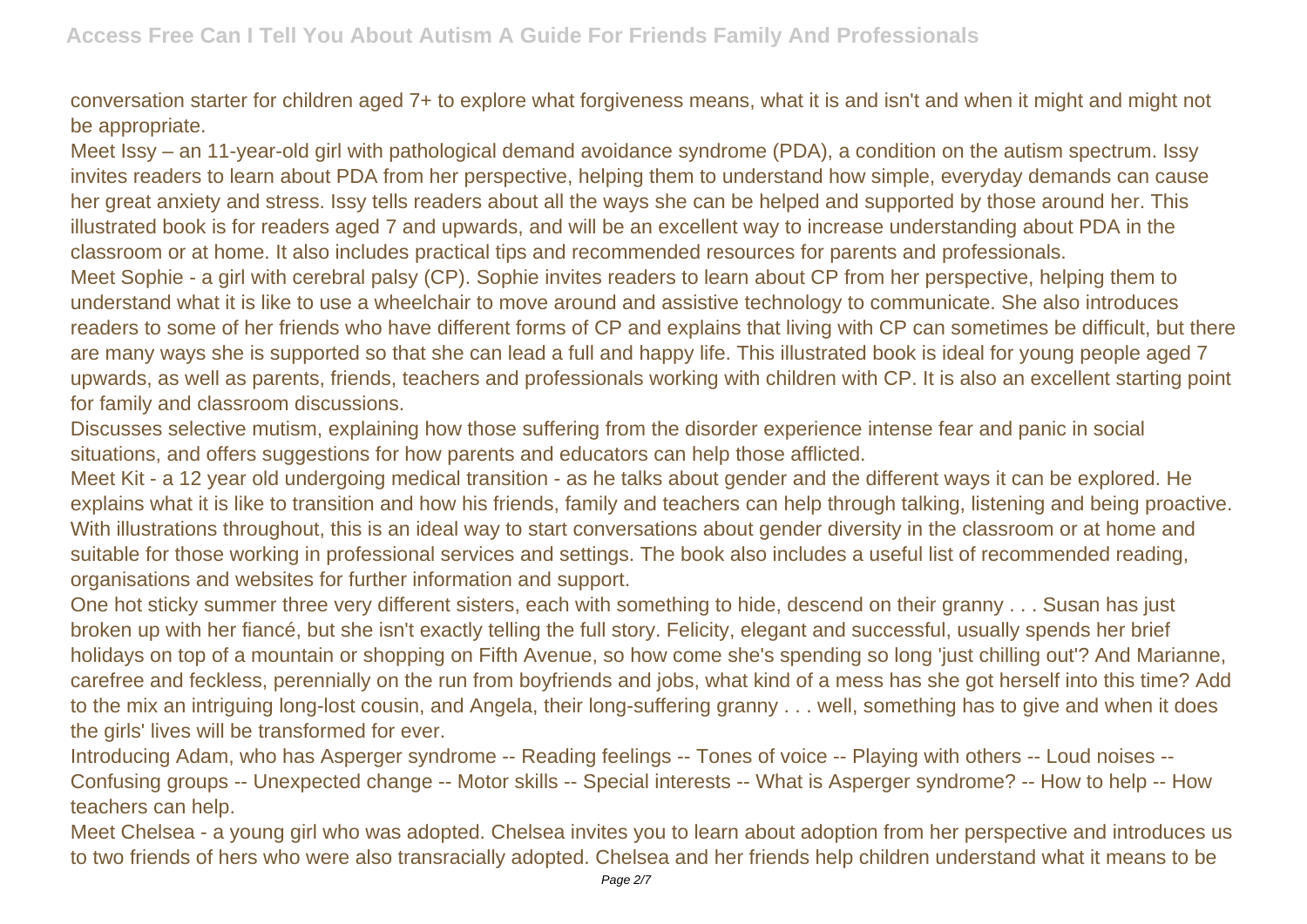conversation starter for children aged 7+ to explore what forgiveness means, what it is and isn't and when it might and might not be appropriate.

Meet Issy – an 11-year-old girl with pathological demand avoidance syndrome (PDA), a condition on the autism spectrum. Issy invites readers to learn about PDA from her perspective, helping them to understand how simple, everyday demands can cause her great anxiety and stress. Issy tells readers about all the ways she can be helped and supported by those around her. This illustrated book is for readers aged 7 and upwards, and will be an excellent way to increase understanding about PDA in the classroom or at home. It also includes practical tips and recommended resources for parents and professionals.

Meet Sophie - a girl with cerebral palsy (CP). Sophie invites readers to learn about CP from her perspective, helping them to understand what it is like to use a wheelchair to move around and assistive technology to communicate. She also introduces readers to some of her friends who have different forms of CP and explains that living with CP can sometimes be difficult, but there are many ways she is supported so that she can lead a full and happy life. This illustrated book is ideal for young people aged 7 upwards, as well as parents, friends, teachers and professionals working with children with CP. It is also an excellent starting point for family and classroom discussions.

Discusses selective mutism, explaining how those suffering from the disorder experience intense fear and panic in social situations, and offers suggestions for how parents and educators can help those afflicted.

Meet Kit - a 12 year old undergoing medical transition - as he talks about gender and the different ways it can be explored. He explains what it is like to transition and how his friends, family and teachers can help through talking, listening and being proactive. With illustrations throughout, this is an ideal way to start conversations about gender diversity in the classroom or at home and suitable for those working in professional services and settings. The book also includes a useful list of recommended reading, organisations and websites for further information and support.

One hot sticky summer three very different sisters, each with something to hide, descend on their granny . . . Susan has just broken up with her fiancé, but she isn't exactly telling the full story. Felicity, elegant and successful, usually spends her brief holidays on top of a mountain or shopping on Fifth Avenue, so how come she's spending so long 'just chilling out'? And Marianne, carefree and feckless, perennially on the run from boyfriends and jobs, what kind of a mess has she got herself into this time? Add to the mix an intriguing long-lost cousin, and Angela, their long-suffering granny . . . well, something has to give and when it does the girls' lives will be transformed for ever.

Introducing Adam, who has Asperger syndrome -- Reading feelings -- Tones of voice -- Playing with others -- Loud noises -- Confusing groups -- Unexpected change -- Motor skills -- Special interests -- What is Asperger syndrome? -- How to help -- How teachers can help.

Meet Chelsea - a young girl who was adopted. Chelsea invites you to learn about adoption from her perspective and introduces us to two friends of hers who were also transracially adopted. Chelsea and her friends help children understand what it means to be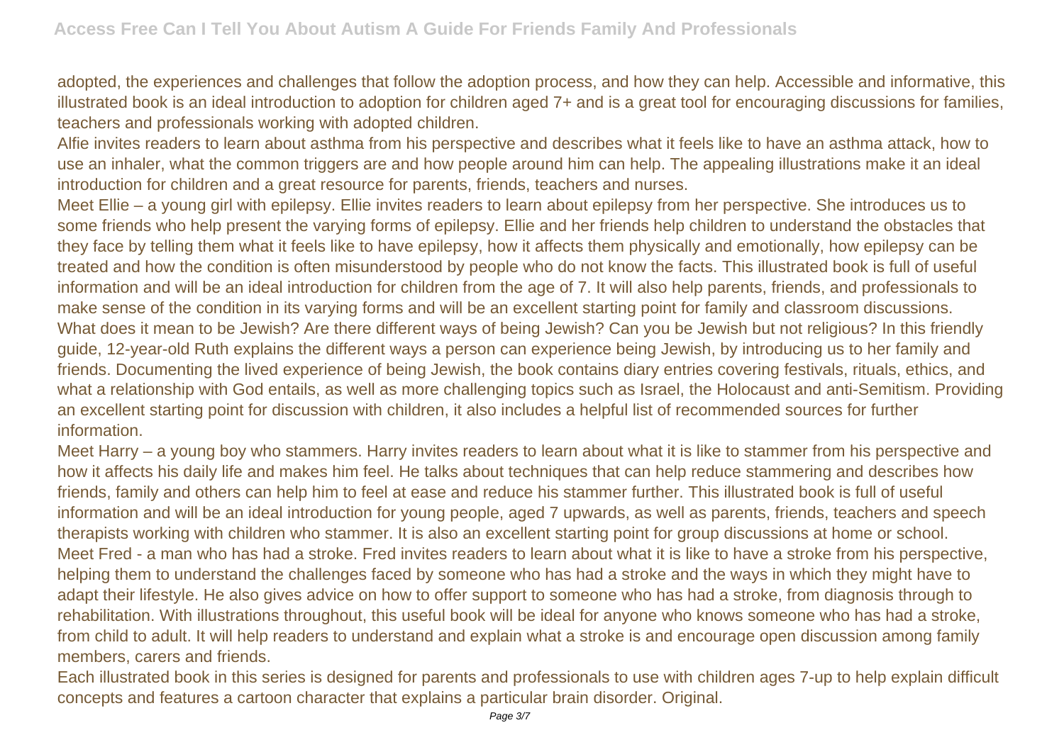adopted, the experiences and challenges that follow the adoption process, and how they can help. Accessible and informative, this illustrated book is an ideal introduction to adoption for children aged 7+ and is a great tool for encouraging discussions for families, teachers and professionals working with adopted children.

Alfie invites readers to learn about asthma from his perspective and describes what it feels like to have an asthma attack, how to use an inhaler, what the common triggers are and how people around him can help. The appealing illustrations make it an ideal introduction for children and a great resource for parents, friends, teachers and nurses.

Meet Ellie – a young girl with epilepsy. Ellie invites readers to learn about epilepsy from her perspective. She introduces us to some friends who help present the varying forms of epilepsy. Ellie and her friends help children to understand the obstacles that they face by telling them what it feels like to have epilepsy, how it affects them physically and emotionally, how epilepsy can be treated and how the condition is often misunderstood by people who do not know the facts. This illustrated book is full of useful information and will be an ideal introduction for children from the age of 7. It will also help parents, friends, and professionals to make sense of the condition in its varying forms and will be an excellent starting point for family and classroom discussions.

What does it mean to be Jewish? Are there different ways of being Jewish? Can you be Jewish but not religious? In this friendly guide, 12-year-old Ruth explains the different ways a person can experience being Jewish, by introducing us to her family and friends. Documenting the lived experience of being Jewish, the book contains diary entries covering festivals, rituals, ethics, and what a relationship with God entails, as well as more challenging topics such as Israel, the Holocaust and anti-Semitism. Providing an excellent starting point for discussion with children, it also includes a helpful list of recommended sources for further information.

Meet Harry – a young boy who stammers. Harry invites readers to learn about what it is like to stammer from his perspective and how it affects his daily life and makes him feel. He talks about techniques that can help reduce stammering and describes how friends, family and others can help him to feel at ease and reduce his stammer further. This illustrated book is full of useful information and will be an ideal introduction for young people, aged 7 upwards, as well as parents, friends, teachers and speech therapists working with children who stammer. It is also an excellent starting point for group discussions at home or school.

Meet Fred - a man who has had a stroke. Fred invites readers to learn about what it is like to have a stroke from his perspective, helping them to understand the challenges faced by someone who has had a stroke and the ways in which they might have to adapt their lifestyle. He also gives advice on how to offer support to someone who has had a stroke, from diagnosis through to rehabilitation. With illustrations throughout, this useful book will be ideal for anyone who knows someone who has had a stroke, from child to adult. It will help readers to understand and explain what a stroke is and encourage open discussion among family members, carers and friends.

Each illustrated book in this series is designed for parents and professionals to use with children ages 7-up to help explain difficult concepts and features a cartoon character that explains a particular brain disorder. Original.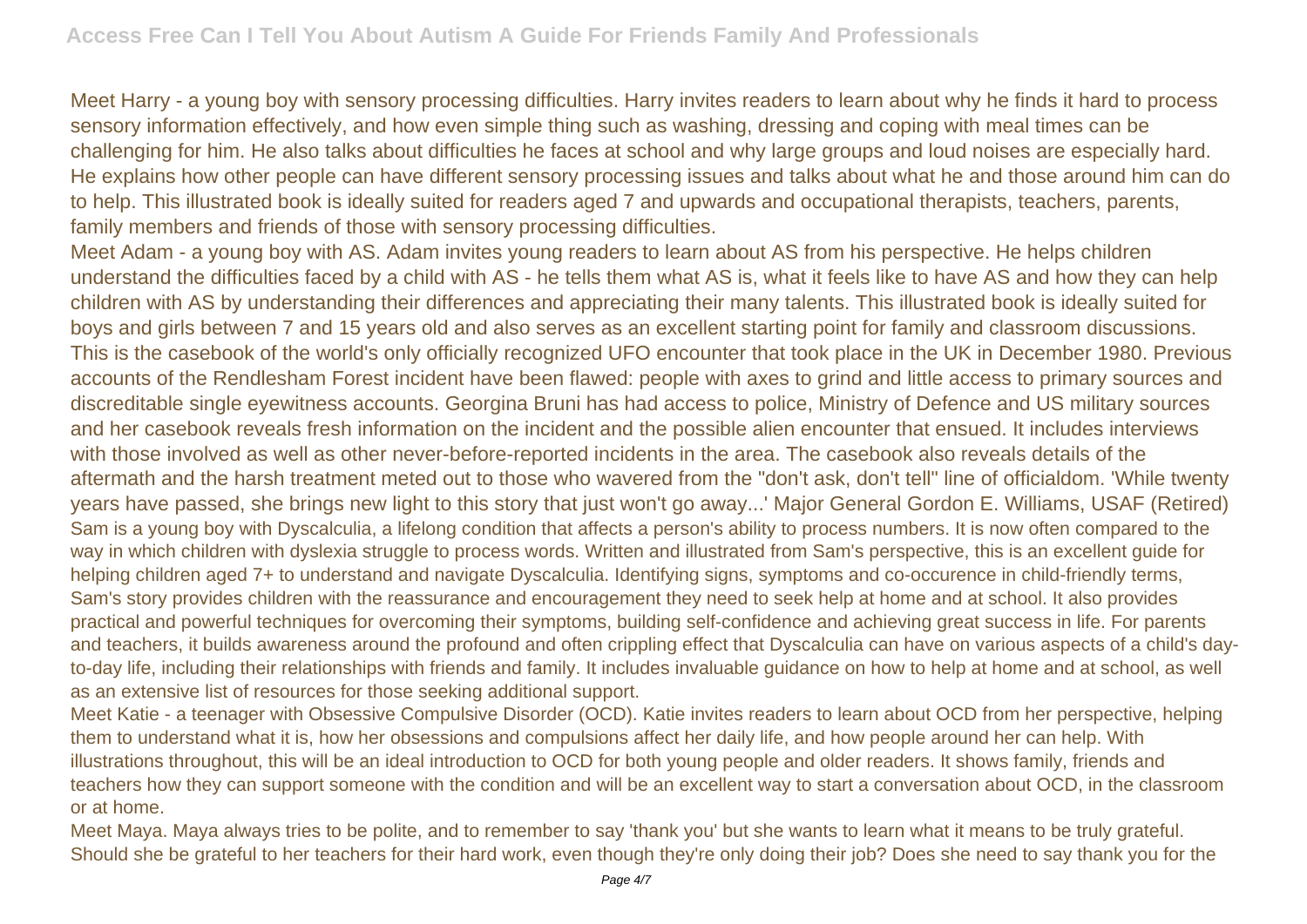Meet Harry - a young boy with sensory processing difficulties. Harry invites readers to learn about why he finds it hard to process sensory information effectively, and how even simple thing such as washing, dressing and coping with meal times can be challenging for him. He also talks about difficulties he faces at school and why large groups and loud noises are especially hard. He explains how other people can have different sensory processing issues and talks about what he and those around him can do to help. This illustrated book is ideally suited for readers aged 7 and upwards and occupational therapists, teachers, parents, family members and friends of those with sensory processing difficulties.

Meet Adam - a young boy with AS. Adam invites young readers to learn about AS from his perspective. He helps children understand the difficulties faced by a child with AS - he tells them what AS is, what it feels like to have AS and how they can help children with AS by understanding their differences and appreciating their many talents. This illustrated book is ideally suited for boys and girls between 7 and 15 years old and also serves as an excellent starting point for family and classroom discussions.

This is the casebook of the world's only officially recognized UFO encounter that took place in the UK in December 1980. Previous accounts of the Rendlesham Forest incident have been flawed: people with axes to grind and little access to primary sources and discreditable single eyewitness accounts. Georgina Bruni has had access to police, Ministry of Defence and US military sources and her casebook reveals fresh information on the incident and the possible alien encounter that ensued. It includes interviews with those involved as well as other never-before-reported incidents in the area. The casebook also reveals details of the aftermath and the harsh treatment meted out to those who wavered from the "don't ask, don't tell" line of officialdom. 'While twenty years have passed, she brings new light to this story that just won't go away...' Major General Gordon E. Williams, USAF (Retired)

Sam is a young boy with Dyscalculia, a lifelong condition that affects a person's ability to process numbers. It is now often compared to the way in which children with dyslexia struggle to process words. Written and illustrated from Sam's perspective, this is an excellent guide for helping children aged 7+ to understand and navigate Dyscalculia. Identifying signs, symptoms and co-occurence in child-friendly terms, Sam's story provides children with the reassurance and encouragement they need to seek help at home and at school. It also provides practical and powerful techniques for overcoming their symptoms, building self-confidence and achieving great success in life. For parents and teachers, it builds awareness around the profound and often crippling effect that Dyscalculia can have on various aspects of a child's day-to-day life, including their relationships with friends and family. It includes invaluable guidance on how to help at home and at school, as well as an extensive list of resources for those seeking additional support.

Meet Katie - a teenager with Obsessive Compulsive Disorder (OCD). Katie invites readers to learn about OCD from her perspective, helping them to understand what it is, how her obsessions and compulsions affect her daily life, and how people around her can help. With illustrations throughout, this will be an ideal introduction to OCD for both young people and older readers. It shows family, friends and teachers how they can support someone with the condition and will be an excellent way to start a conversation about OCD, in the classroom or at home.

Meet Maya. Maya always tries to be polite, and to remember to say 'thank you' but she wants to learn what it means to be truly grateful. Should she be grateful to her teachers for their hard work, even though they're only doing their job? Does she need to say thank you for the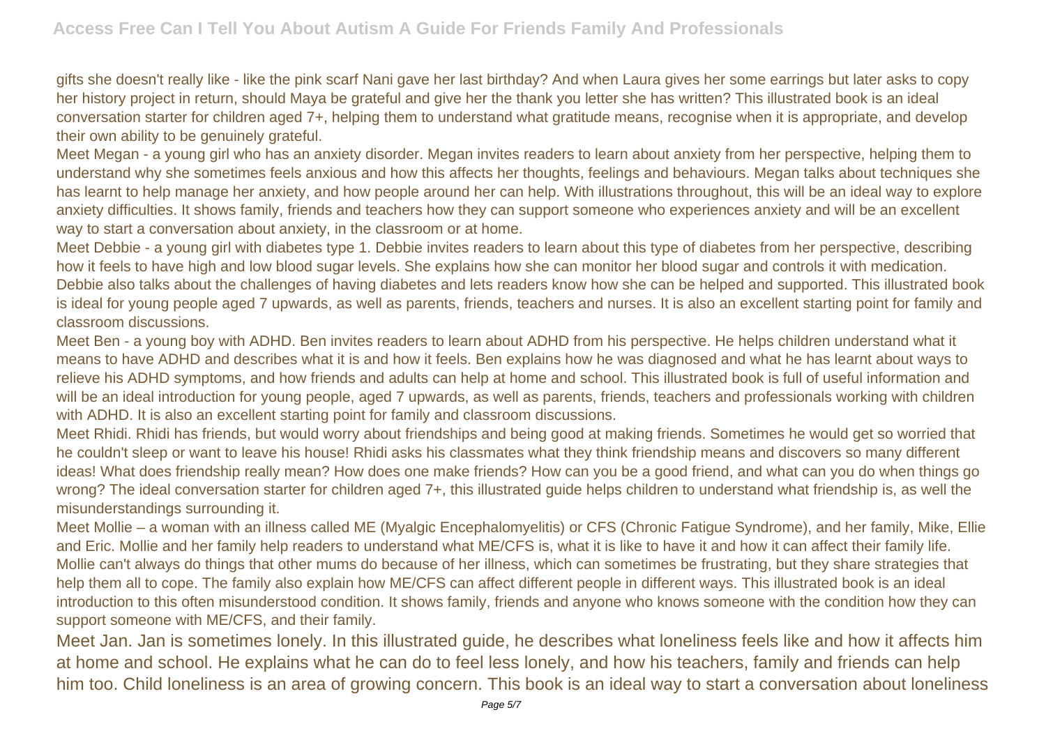gifts she doesn't really like - like the pink scarf Nani gave her last birthday? And when Laura gives her some earrings but later asks to copy her history project in return, should Maya be grateful and give her the thank you letter she has written? This illustrated book is an ideal conversation starter for children aged 7+, helping them to understand what gratitude means, recognise when it is appropriate, and develop their own ability to be genuinely grateful.

Meet Megan - a young girl who has an anxiety disorder. Megan invites readers to learn about anxiety from her perspective, helping them to understand why she sometimes feels anxious and how this affects her thoughts, feelings and behaviours. Megan talks about techniques she has learnt to help manage her anxiety, and how people around her can help. With illustrations throughout, this will be an ideal way to explore anxiety difficulties. It shows family, friends and teachers how they can support someone who experiences anxiety and will be an excellent way to start a conversation about anxiety, in the classroom or at home.

Meet Debbie - a young girl with diabetes type 1. Debbie invites readers to learn about this type of diabetes from her perspective, describing how it feels to have high and low blood sugar levels. She explains how she can monitor her blood sugar and controls it with medication. Debbie also talks about the challenges of having diabetes and lets readers know how she can be helped and supported. This illustrated book is ideal for young people aged 7 upwards, as well as parents, friends, teachers and nurses. It is also an excellent starting point for family and classroom discussions.

Meet Ben - a young boy with ADHD. Ben invites readers to learn about ADHD from his perspective. He helps children understand what it means to have ADHD and describes what it is and how it feels. Ben explains how he was diagnosed and what he has learnt about ways to relieve his ADHD symptoms, and how friends and adults can help at home and school. This illustrated book is full of useful information and will be an ideal introduction for young people, aged 7 upwards, as well as parents, friends, teachers and professionals working with children with ADHD. It is also an excellent starting point for family and classroom discussions.

Meet Rhidi. Rhidi has friends, but would worry about friendships and being good at making friends. Sometimes he would get so worried that he couldn't sleep or want to leave his house! Rhidi asks his classmates what they think friendship means and discovers so many different ideas! What does friendship really mean? How does one make friends? How can you be a good friend, and what can you do when things go wrong? The ideal conversation starter for children aged 7+, this illustrated guide helps children to understand what friendship is, as well the misunderstandings surrounding it.

Meet Mollie – a woman with an illness called ME (Myalgic Encephalomyelitis) or CFS (Chronic Fatigue Syndrome), and her family, Mike, Ellie and Eric. Mollie and her family help readers to understand what ME/CFS is, what it is like to have it and how it can affect their family life. Mollie can't always do things that other mums do because of her illness, which can sometimes be frustrating, but they share strategies that help them all to cope. The family also explain how ME/CFS can affect different people in different ways. This illustrated book is an ideal introduction to this often misunderstood condition. It shows family, friends and anyone who knows someone with the condition how they can support someone with ME/CFS, and their family.

Meet Jan. Jan is sometimes lonely. In this illustrated guide, he describes what loneliness feels like and how it affects him at home and school. He explains what he can do to feel less lonely, and how his teachers, family and friends can help him too. Child loneliness is an area of growing concern. This book is an ideal way to start a conversation about loneliness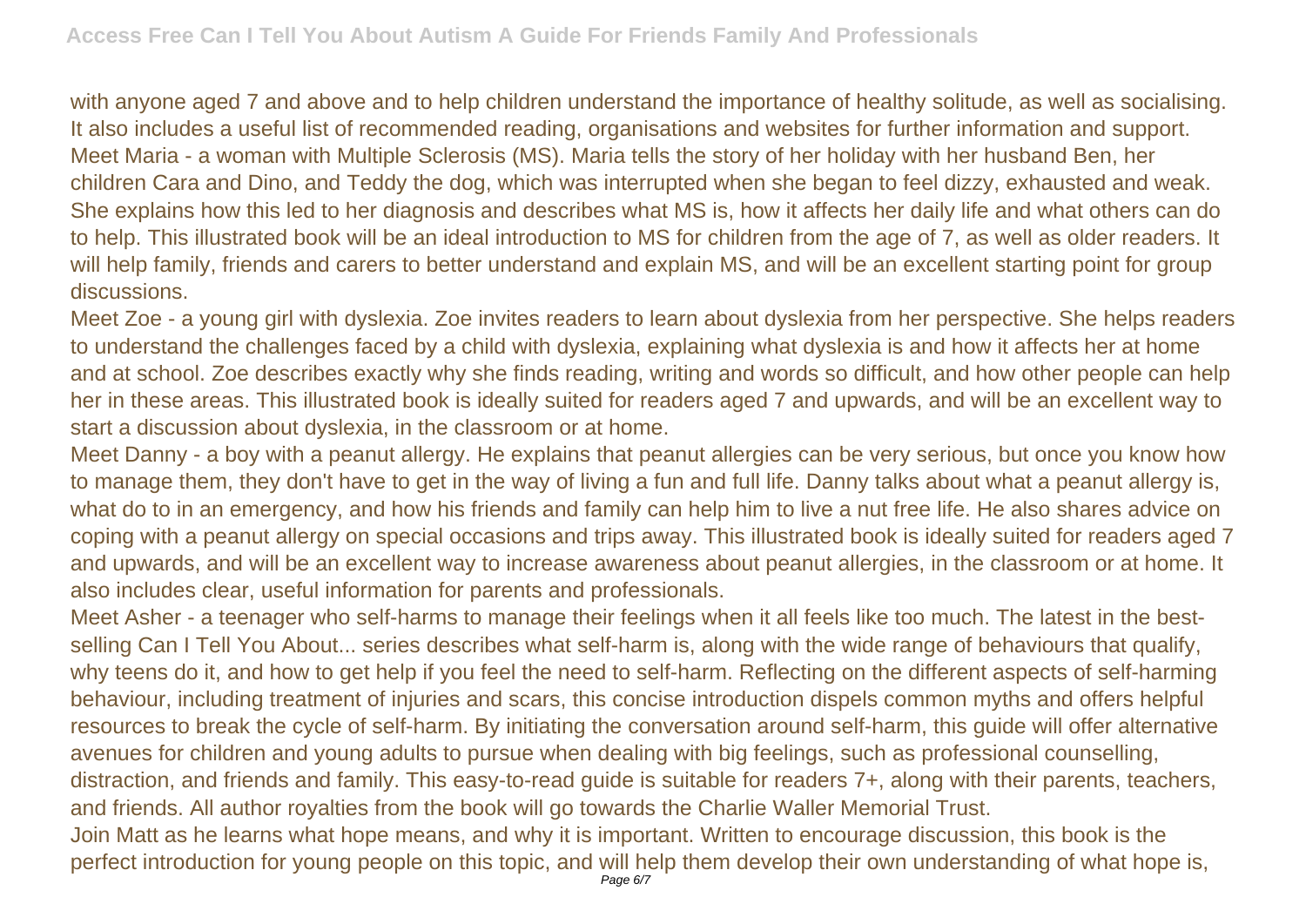with anyone aged 7 and above and to help children understand the importance of healthy solitude, as well as socialising. It also includes a useful list of recommended reading, organisations and websites for further information and support.
Meet Maria - a woman with Multiple Sclerosis (MS). Maria tells the story of her holiday with her husband Ben, her children Cara and Dino, and Teddy the dog, which was interrupted when she began to feel dizzy, exhausted and weak. She explains how this led to her diagnosis and describes what MS is, how it affects her daily life and what others can do to help. This illustrated book will be an ideal introduction to MS for children from the age of 7, as well as older readers. It will help family, friends and carers to better understand and explain MS, and will be an excellent starting point for group discussions.

Meet Zoe - a young girl with dyslexia. Zoe invites readers to learn about dyslexia from her perspective. She helps readers to understand the challenges faced by a child with dyslexia, explaining what dyslexia is and how it affects her at home and at school. Zoe describes exactly why she finds reading, writing and words so difficult, and how other people can help her in these areas. This illustrated book is ideally suited for readers aged 7 and upwards, and will be an excellent way to start a discussion about dyslexia, in the classroom or at home.

Meet Danny - a boy with a peanut allergy. He explains that peanut allergies can be very serious, but once you know how to manage them, they don't have to get in the way of living a fun and full life. Danny talks about what a peanut allergy is, what do to in an emergency, and how his friends and family can help him to live a nut free life. He also shares advice on coping with a peanut allergy on special occasions and trips away. This illustrated book is ideally suited for readers aged 7 and upwards, and will be an excellent way to increase awareness about peanut allergies, in the classroom or at home. It also includes clear, useful information for parents and professionals.

Meet Asher - a teenager who self-harms to manage their feelings when it all feels like too much. The latest in the best-selling Can I Tell You About... series describes what self-harm is, along with the wide range of behaviours that qualify, why teens do it, and how to get help if you feel the need to self-harm. Reflecting on the different aspects of self-harming behaviour, including treatment of injuries and scars, this concise introduction dispels common myths and offers helpful resources to break the cycle of self-harm. By initiating the conversation around self-harm, this guide will offer alternative avenues for children and young adults to pursue when dealing with big feelings, such as professional counselling, distraction, and friends and family. This easy-to-read guide is suitable for readers 7+, along with their parents, teachers, and friends. All author royalties from the book will go towards the Charlie Waller Memorial Trust.

Join Matt as he learns what hope means, and why it is important. Written to encourage discussion, this book is the perfect introduction for young people on this topic, and will help them develop their own understanding of what hope is,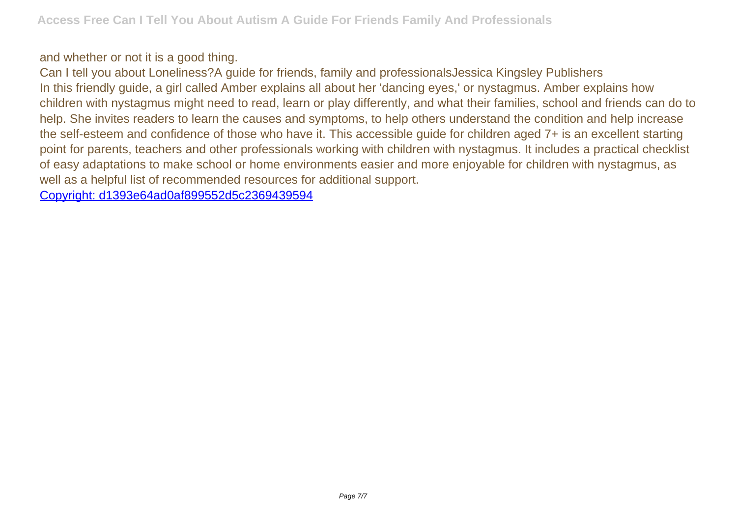and whether or not it is a good thing.

Can I tell you about Loneliness?A guide for friends, family and professionalsJessica Kingsley Publishers

In this friendly guide, a girl called Amber explains all about her 'dancing eyes,' or nystagmus. Amber explains how children with nystagmus might need to read, learn or play differently, and what their families, school and friends can do to help. She invites readers to learn the causes and symptoms, to help others understand the condition and help increase the self-esteem and confidence of those who have it. This accessible guide for children aged 7+ is an excellent starting point for parents, teachers and other professionals working with children with nystagmus. It includes a practical checklist of easy adaptations to make school or home environments easier and more enjoyable for children with nystagmus, as well as a helpful list of recommended resources for additional support.

Copyright: d1393e64ad0af899552d5c2369439594